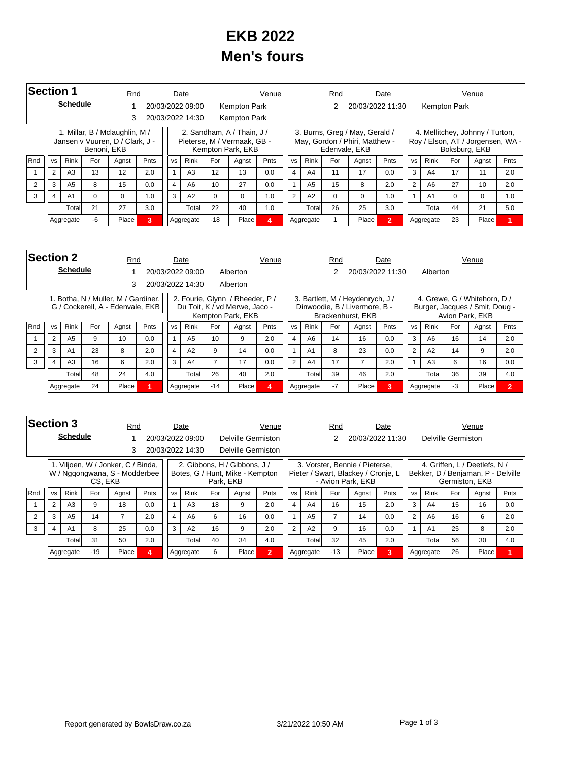# EKB 2022
# Men's fours

## Section 1

**Schedule**

| Rnd | Date | Venue |
|---|---|---|
| 1 | 20/03/2022 09:00 | Kempton Park |
| 2 | 20/03/2022 11:30 | Kempton Park |
| 3 | 20/03/2022 14:30 | Kempton Park |

| | 1. Millar, B / Mclaughlin, M / Jansen v Vuuren, D / Clark, J - Benoni, EKB | | | | | 2. Sandham, A / Thain, J / Pieterse, M / Vermaak, GB - Kempton Park, EKB | | | | | 3. Burns, Greg / May, Gerald / May, Gordon / Phiri, Matthew - Edenvale, EKB | | | | | 4. Mellitchey, Johnny / Turton, Roy / Elson, AT / Jorgensen, WA - Boksburg, EKB | | | | |
|---|---|---|---|---|---|---|---|---|---|---|---|---|---|---|---|---|---|---|---|---|
| Rnd | vs | Rink | For | Agnst | Pnts | vs | Rink | For | Agnst | Pnts | vs | Rink | For | Agnst | Pnts | vs | Rink | For | Agnst | Pnts |
| 1 | 2 | A3 | 13 | 12 | 2.0 | 1 | A3 | 12 | 13 | 0.0 | 4 | A4 | 11 | 17 | 0.0 | 3 | A4 | 17 | 11 | 2.0 |
| 2 | 3 | A5 | 8 | 15 | 0.0 | 4 | A6 | 10 | 27 | 0.0 | 1 | A5 | 15 | 8 | 2.0 | 2 | A6 | 27 | 10 | 2.0 |
| 3 | 4 | A1 | 0 | 0 | 1.0 | 3 | A2 | 0 | 0 | 1.0 | 2 | A2 | 0 | 0 | 1.0 | 1 | A1 | 0 | 0 | 1.0 |
| | | Total | 21 | 27 | 3.0 | | Total | 22 | 40 | 1.0 | | Total | 26 | 25 | 3.0 | | Total | 44 | 21 | 5.0 |
| | Aggregate | | -6 | Place | 3 | Aggregate | | -18 | Place | 4 | Aggregate | | 1 | Place | 2 | Aggregate | | 23 | Place | 1 |

## Section 2

**Schedule**

| Rnd | Date | Venue |
|---|---|---|
| 1 | 20/03/2022 09:00 | Alberton |
| 2 | 20/03/2022 11:30 | Alberton |
| 3 | 20/03/2022 14:30 | Alberton |

| | 1. Botha, N / Muller, M / Gardiner, G / Cockerell, A - Edenvale, EKB | | | | | 2. Fourie, Glynn / Rheeder, P / Du Toit, K / vd Merwe, Jaco - Kempton Park, EKB | | | | | 3. Bartlett, M / Heydenrych, J / Dinwoodie, B / Livermore, B - Brackenhurst, EKB | | | | | 4. Grewe, G / Whitehorn, D / Burger, Jacques / Smit, Doug - Avion Park, EKB | | | | |
|---|---|---|---|---|---|---|---|---|---|---|---|---|---|---|---|---|---|---|---|---|
| Rnd | vs | Rink | For | Agnst | Pnts | vs | Rink | For | Agnst | Pnts | vs | Rink | For | Agnst | Pnts | vs | Rink | For | Agnst | Pnts |
| 1 | 2 | A5 | 9 | 10 | 0.0 | 1 | A5 | 10 | 9 | 2.0 | 4 | A6 | 14 | 16 | 0.0 | 3 | A6 | 16 | 14 | 2.0 |
| 2 | 3 | A1 | 23 | 8 | 2.0 | 4 | A2 | 9 | 14 | 0.0 | 1 | A1 | 8 | 23 | 0.0 | 2 | A2 | 14 | 9 | 2.0 |
| 3 | 4 | A3 | 16 | 6 | 2.0 | 3 | A4 | 7 | 17 | 0.0 | 2 | A4 | 17 | 7 | 2.0 | 1 | A3 | 6 | 16 | 0.0 |
| | | Total | 48 | 24 | 4.0 | | Total | 26 | 40 | 2.0 | | Total | 39 | 46 | 2.0 | | Total | 36 | 39 | 4.0 |
| | Aggregate | | 24 | Place | 1 | Aggregate | | -14 | Place | 4 | Aggregate | | -7 | Place | 3 | Aggregate | | -3 | Place | 2 |

## Section 3

**Schedule**

| Rnd | Date | Venue |
|---|---|---|
| 1 | 20/03/2022 09:00 | Delville Germiston |
| 2 | 20/03/2022 11:30 | Delville Germiston |
| 3 | 20/03/2022 14:30 | Delville Germiston |

| | 1. Viljoen, W / Jonker, C / Binda, W / Ngqongwana, S - Modderbee CS, EKB | | | | | 2. Gibbons, H / Gibbons, J / Botes, G / Hunt, Mike - Kempton Park, EKB | | | | | 3. Vorster, Bennie / Pieterse, Pieter / Swart, Blackey / Cronje, L - Avion Park, EKB | | | | | 4. Griffen, L / Deetlefs, N / Bekker, D / Benjaman, P - Delville Germiston, EKB | | | | |
|---|---|---|---|---|---|---|---|---|---|---|---|---|---|---|---|---|---|---|---|---|
| Rnd | vs | Rink | For | Agnst | Pnts | vs | Rink | For | Agnst | Pnts | vs | Rink | For | Agnst | Pnts | vs | Rink | For | Agnst | Pnts |
| 1 | 2 | A3 | 9 | 18 | 0.0 | 1 | A3 | 18 | 9 | 2.0 | 4 | A4 | 16 | 15 | 2.0 | 3 | A4 | 15 | 16 | 0.0 |
| 2 | 3 | A5 | 14 | 7 | 2.0 | 4 | A6 | 6 | 16 | 0.0 | 1 | A5 | 7 | 14 | 0.0 | 2 | A6 | 16 | 6 | 2.0 |
| 3 | 4 | A1 | 8 | 25 | 0.0 | 3 | A2 | 16 | 9 | 2.0 | 2 | A2 | 9 | 16 | 0.0 | 1 | A1 | 25 | 8 | 2.0 |
| | | Total | 31 | 50 | 2.0 | | Total | 40 | 34 | 4.0 | | Total | 32 | 45 | 2.0 | | Total | 56 | 30 | 4.0 |
| | Aggregate | | -19 | Place | 4 | Aggregate | | 6 | Place | 2 | Aggregate | | -13 | Place | 3 | Aggregate | | 26 | Place | 1 |

Report generated by BowlsDraw.co.za 3/21/2022 10:50 AM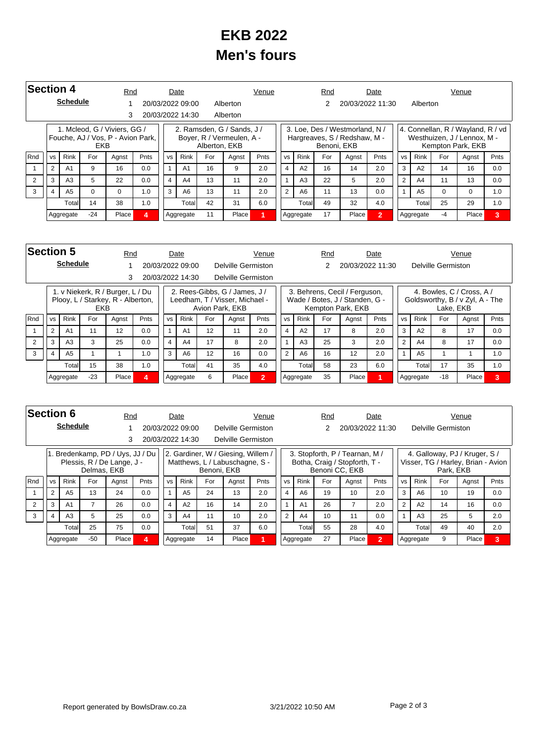# EKB 2022
# Men's fours

## Section 4

**Schedule**

| Rnd | Date | Venue | Rnd | Date | Venue |
|---|---|---|---|---|---|
| 1 | 20/03/2022 09:00 | Alberton | 2 | 20/03/2022 11:30 | Alberton |
| 3 | 20/03/2022 14:30 | Alberton | | | |

**1. Mcleod, G / Viviers, GG / Fouche, AJ / Vos, P - Avion Park, EKB**

| Rnd | vs | Rink | For | Agnst | Pnts |
|---|---|---|---|---|---|
| 1 | 2 | A1 | 9 | 16 | 0.0 |
| 2 | 3 | A3 | 5 | 22 | 0.0 |
| 3 | 4 | A5 | 0 | 0 | 1.0 |
| | | Total | 14 | 38 | 1.0 |
| | | Aggregate | -24 | Place | 4 |

**2. Ramsden, G / Sands, J / Boyer, R / Vermeulen, A - Alberton, EKB**

| Rnd | vs | Rink | For | Agnst | Pnts |
|---|---|---|---|---|---|
| 1 | 1 | A1 | 16 | 9 | 2.0 |
| 2 | 4 | A4 | 13 | 11 | 2.0 |
| 3 | 3 | A6 | 13 | 11 | 2.0 |
| | | Total | 42 | 31 | 6.0 |
| | | Aggregate | 11 | Place | 1 |

**3. Loe, Des / Westmorland, N / Hargreaves, S / Redshaw, M - Benoni, EKB**

| Rnd | vs | Rink | For | Agnst | Pnts |
|---|---|---|---|---|---|
| 1 | 4 | A2 | 16 | 14 | 2.0 |
| 2 | 1 | A3 | 22 | 5 | 2.0 |
| 3 | 2 | A6 | 11 | 13 | 0.0 |
| | | Total | 49 | 32 | 4.0 |
| | | Aggregate | 17 | Place | 2 |

**4. Connellan, R / Wayland, R / vd Westhuizen, J / Lennox, M - Kempton Park, EKB**

| Rnd | vs | Rink | For | Agnst | Pnts |
|---|---|---|---|---|---|
| 1 | 3 | A2 | 14 | 16 | 0.0 |
| 2 | 2 | A4 | 11 | 13 | 0.0 |
| 3 | 1 | A5 | 0 | 0 | 1.0 |
| | | Total | 25 | 29 | 1.0 |
| | | Aggregate | -4 | Place | 3 |

## Section 5

**Schedule**

| Rnd | Date | Venue | Rnd | Date | Venue |
|---|---|---|---|---|---|
| 1 | 20/03/2022 09:00 | Delville Germiston | 2 | 20/03/2022 11:30 | Delville Germiston |
| 3 | 20/03/2022 14:30 | Delville Germiston | | | |

**1. v Niekerk, R / Burger, L / Du Plooy, L / Starkey, R - Alberton, EKB**

| Rnd | vs | Rink | For | Agnst | Pnts |
|---|---|---|---|---|---|
| 1 | 2 | A1 | 11 | 12 | 0.0 |
| 2 | 3 | A3 | 3 | 25 | 0.0 |
| 3 | 4 | A5 | 1 | 1 | 1.0 |
| | | Total | 15 | 38 | 1.0 |
| | | Aggregate | -23 | Place | 4 |

**2. Rees-Gibbs, G / James, J / Leedham, T / Visser, Michael - Avion Park, EKB**

| Rnd | vs | Rink | For | Agnst | Pnts |
|---|---|---|---|---|---|
| 1 | 1 | A1 | 12 | 11 | 2.0 |
| 2 | 4 | A4 | 17 | 8 | 2.0 |
| 3 | 3 | A6 | 12 | 16 | 0.0 |
| | | Total | 41 | 35 | 4.0 |
| | | Aggregate | 6 | Place | 2 |

**3. Behrens, Cecil / Ferguson, Wade / Botes, J / Standen, G - Kempton Park, EKB**

| Rnd | vs | Rink | For | Agnst | Pnts |
|---|---|---|---|---|---|
| 1 | 4 | A2 | 17 | 8 | 2.0 |
| 2 | 1 | A3 | 25 | 3 | 2.0 |
| 3 | 2 | A6 | 16 | 12 | 2.0 |
| | | Total | 58 | 23 | 6.0 |
| | | Aggregate | 35 | Place | 1 |

**4. Bowles, C / Cross, A / Goldsworthy, B / v Zyl, A - The Lake, EKB**

| Rnd | vs | Rink | For | Agnst | Pnts |
|---|---|---|---|---|---|
| 1 | 3 | A2 | 8 | 17 | 0.0 |
| 2 | 2 | A4 | 8 | 17 | 0.0 |
| 3 | 1 | A5 | 1 | 1 | 1.0 |
| | | Total | 17 | 35 | 1.0 |
| | | Aggregate | -18 | Place | 3 |

## Section 6

**Schedule**

| Rnd | Date | Venue | Rnd | Date | Venue |
|---|---|---|---|---|---|
| 1 | 20/03/2022 09:00 | Delville Germiston | 2 | 20/03/2022 11:30 | Delville Germiston |
| 3 | 20/03/2022 14:30 | Delville Germiston | | | |

**1. Bredenkamp, PD / Uys, JJ / Du Plessis, R / De Lange, J - Delmas, EKB**

| Rnd | vs | Rink | For | Agnst | Pnts |
|---|---|---|---|---|---|
| 1 | 2 | A5 | 13 | 24 | 0.0 |
| 2 | 3 | A1 | 7 | 26 | 0.0 |
| 3 | 4 | A3 | 5 | 25 | 0.0 |
| | | Total | 25 | 75 | 0.0 |
| | | Aggregate | -50 | Place | 4 |

**2. Gardiner, W / Giesing, Willem / Matthews, L / Labuschagne, S - Benoni, EKB**

| Rnd | vs | Rink | For | Agnst | Pnts |
|---|---|---|---|---|---|
| 1 | 1 | A5 | 24 | 13 | 2.0 |
| 2 | 4 | A2 | 16 | 14 | 2.0 |
| 3 | 3 | A4 | 11 | 10 | 2.0 |
| | | Total | 51 | 37 | 6.0 |
| | | Aggregate | 14 | Place | 1 |

**3. Stopforth, P / Tearnan, M / Botha, Craig / Stopforth, T - Benoni CC, EKB**

| Rnd | vs | Rink | For | Agnst | Pnts |
|---|---|---|---|---|---|
| 1 | 4 | A6 | 19 | 10 | 2.0 |
| 2 | 1 | A1 | 26 | 7 | 2.0 |
| 3 | 2 | A4 | 10 | 11 | 0.0 |
| | | Total | 55 | 28 | 4.0 |
| | | Aggregate | 27 | Place | 2 |

**4. Galloway, PJ / Kruger, S / Visser, TG / Harley, Brian - Avion Park, EKB**

| Rnd | vs | Rink | For | Agnst | Pnts |
|---|---|---|---|---|---|
| 1 | 3 | A6 | 10 | 19 | 0.0 |
| 2 | 2 | A2 | 14 | 16 | 0.0 |
| 3 | 1 | A3 | 25 | 5 | 2.0 |
| | | Total | 49 | 40 | 2.0 |
| | | Aggregate | 9 | Place | 3 |

Report generated by BowlsDraw.co.za 3/21/2022 10:50 AM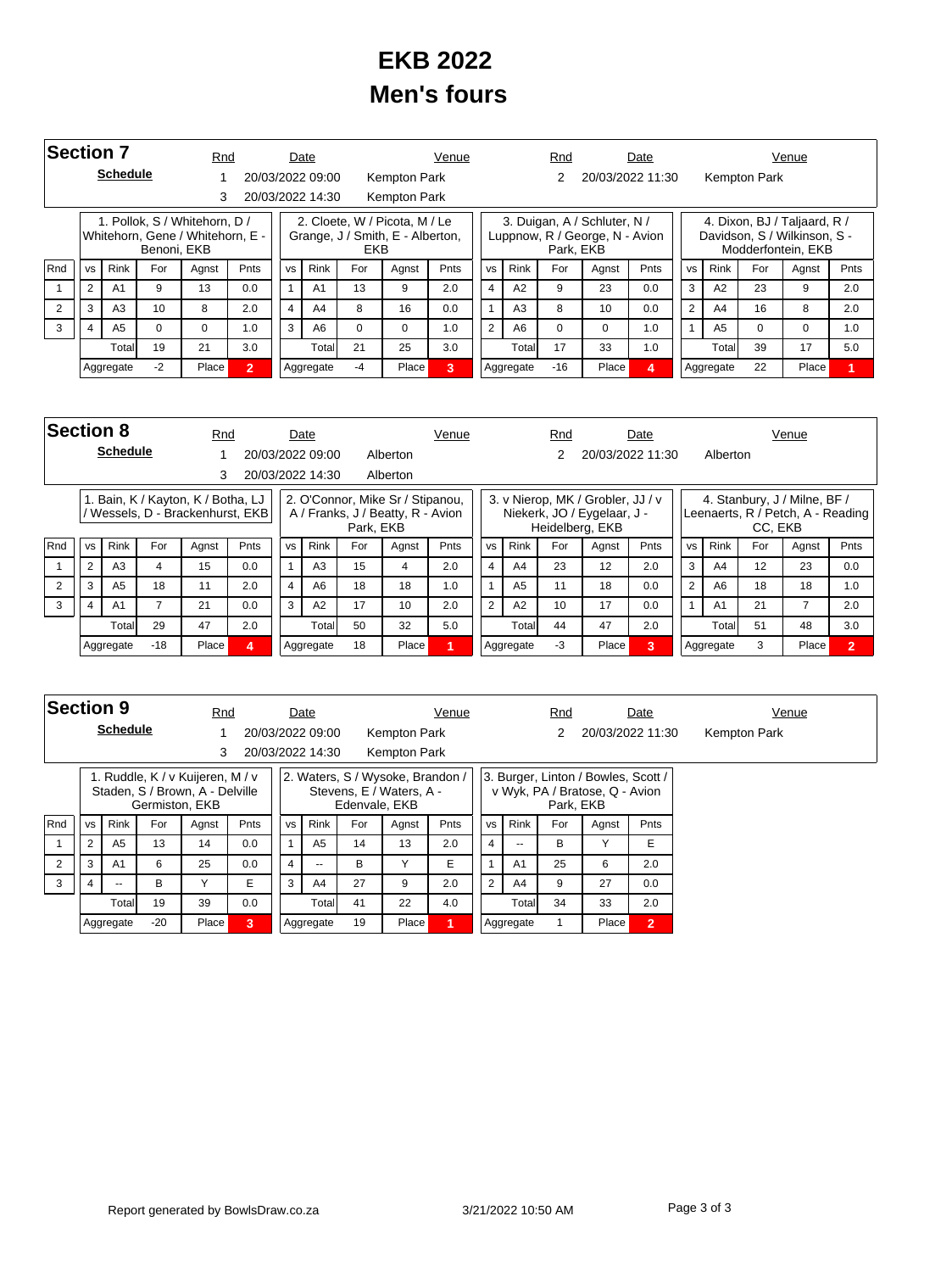# EKB 2022
# Men's fours

## Section 7

**Schedule**

| Rnd | Date | Venue | Rnd | Date | Venue |
|---|---|---|---|---|---|
| 1 | 20/03/2022 09:00 | Kempton Park | 2 | 20/03/2022 11:30 | Kempton Park |
| 3 | 20/03/2022 14:30 | Kempton Park | | | |

| | 1. Pollok, S / Whitehorn, D / Whitehorn, Gene / Whitehorn, E - Benoni, EKB | | | | | 2. Cloete, W / Picota, M / Le Grange, J / Smith, E - Alberton, EKB | | | | | 3. Duigan, A / Schluter, N / Luppnow, R / George, N - Avion Park, EKB | | | | | 4. Dixon, BJ / Taljaard, R / Davidson, S / Wilkinson, S - Modderfontein, EKB | | | | |
|---|---|---|---|---|---|---|---|---|---|---|---|---|---|---|---|---|---|---|---|---|
| Rnd | vs | Rink | For | Agnst | Pnts | vs | Rink | For | Agnst | Pnts | vs | Rink | For | Agnst | Pnts | vs | Rink | For | Agnst | Pnts |
| 1 | 2 | A1 | 9 | 13 | 0.0 | 1 | A1 | 13 | 9 | 2.0 | 4 | A2 | 9 | 23 | 0.0 | 3 | A2 | 23 | 9 | 2.0 |
| 2 | 3 | A3 | 10 | 8 | 2.0 | 4 | A4 | 8 | 16 | 0.0 | 1 | A3 | 8 | 10 | 0.0 | 2 | A4 | 16 | 8 | 2.0 |
| 3 | 4 | A5 | 0 | 0 | 1.0 | 3 | A6 | 0 | 0 | 1.0 | 2 | A6 | 0 | 0 | 1.0 | 1 | A5 | 0 | 0 | 1.0 |
| | | Total | 19 | 21 | 3.0 | | Total | 21 | 25 | 3.0 | | Total | 17 | 33 | 1.0 | | Total | 39 | 17 | 5.0 |
| | Aggregate | | -2 | Place | 2 | Aggregate | | -4 | Place | 3 | Aggregate | | -16 | Place | 4 | Aggregate | | 22 | Place | 1 |

## Section 8

**Schedule**

| Rnd | Date | Venue | Rnd | Date | Venue |
|---|---|---|---|---|---|
| 1 | 20/03/2022 09:00 | Alberton | 2 | 20/03/2022 11:30 | Alberton |
| 3 | 20/03/2022 14:30 | Alberton | | | |

| | 1. Bain, K / Kayton, K / Botha, LJ / Wessels, D - Brackenhurst, EKB | | | | | 2. O'Connor, Mike Sr / Stipanou, A / Franks, J / Beatty, R - Avion Park, EKB | | | | | 3. v Nierop, MK / Grobler, JJ / v Niekerk, JO / Eygelaar, J - Heidelberg, EKB | | | | | 4. Stanbury, J / Milne, BF / Leenaerts, R / Petch, A - Reading CC, EKB | | | | |
|---|---|---|---|---|---|---|---|---|---|---|---|---|---|---|---|---|---|---|---|---|
| Rnd | vs | Rink | For | Agnst | Pnts | vs | Rink | For | Agnst | Pnts | vs | Rink | For | Agnst | Pnts | vs | Rink | For | Agnst | Pnts |
| 1 | 2 | A3 | 4 | 15 | 0.0 | 1 | A3 | 15 | 4 | 2.0 | 4 | A4 | 23 | 12 | 2.0 | 3 | A4 | 12 | 23 | 0.0 |
| 2 | 3 | A5 | 18 | 11 | 2.0 | 4 | A6 | 18 | 18 | 1.0 | 1 | A5 | 11 | 18 | 0.0 | 2 | A6 | 18 | 18 | 1.0 |
| 3 | 4 | A1 | 7 | 21 | 0.0 | 3 | A2 | 17 | 10 | 2.0 | 2 | A2 | 10 | 17 | 0.0 | 1 | A1 | 21 | 7 | 2.0 |
| | | Total | 29 | 47 | 2.0 | | Total | 50 | 32 | 5.0 | | Total | 44 | 47 | 2.0 | | Total | 51 | 48 | 3.0 |
| | Aggregate | | -18 | Place | 4 | Aggregate | | 18 | Place | 1 | Aggregate | | -3 | Place | 3 | Aggregate | | 3 | Place | 2 |

## Section 9

**Schedule**

| Rnd | Date | Venue | Rnd | Date | Venue |
|---|---|---|---|---|---|
| 1 | 20/03/2022 09:00 | Kempton Park | 2 | 20/03/2022 11:30 | Kempton Park |
| 3 | 20/03/2022 14:30 | Kempton Park | | | |

| | 1. Ruddle, K / v Kuijeren, M / v Staden, S / Brown, A - Delville Germiston, EKB | | | | | 2. Waters, S / Wysoke, Brandon / Stevens, E / Waters, A - Edenvale, EKB | | | | | 3. Burger, Linton / Bowles, Scott / v Wyk, PA / Bratose, Q - Avion Park, EKB | | | | |
|---|---|---|---|---|---|---|---|---|---|---|---|---|---|---|---|
| Rnd | vs | Rink | For | Agnst | Pnts | vs | Rink | For | Agnst | Pnts | vs | Rink | For | Agnst | Pnts |
| 1 | 2 | A5 | 13 | 14 | 0.0 | 1 | A5 | 14 | 13 | 2.0 | 4 | -- | B | Y | E |
| 2 | 3 | A1 | 6 | 25 | 0.0 | 4 | -- | B | Y | E | 1 | A1 | 25 | 6 | 2.0 |
| 3 | 4 | -- | B | Y | E | 3 | A4 | 27 | 9 | 2.0 | 2 | A4 | 9 | 27 | 0.0 |
| | | Total | 19 | 39 | 0.0 | | Total | 41 | 22 | 4.0 | | Total | 34 | 33 | 2.0 |
| | Aggregate | | -20 | Place | 3 | Aggregate | | 19 | Place | 1 | Aggregate | | 1 | Place | 2 |

Report generated by BowlsDraw.co.za 3/21/2022 10:50 AM